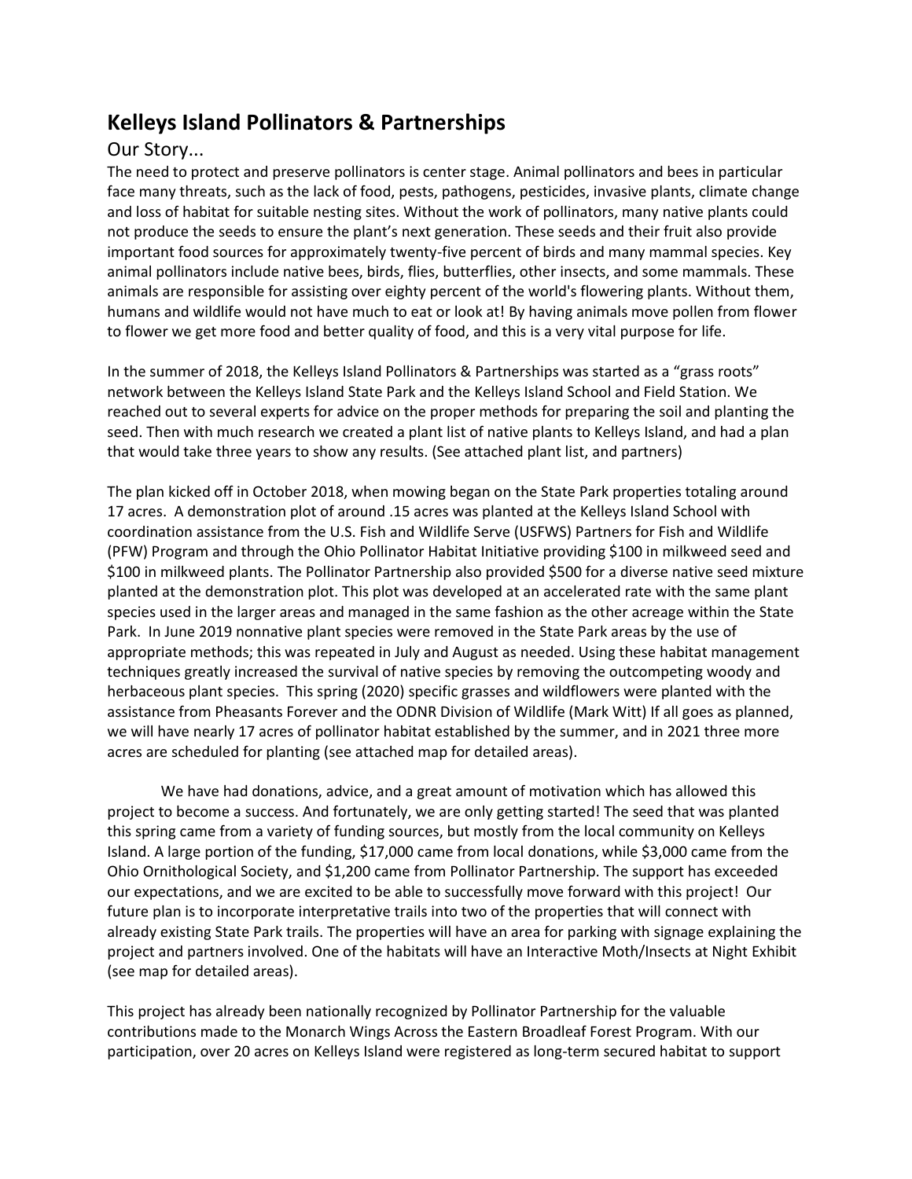# Kelleys Island Pollinators & Partnerships

## Our Story...

The need to protect and preserve pollinators is center stage. Animal pollinators and bees in particular face many threats, such as the lack of food, pests, pathogens, pesticides, invasive plants, climate change and loss of habitat for suitable nesting sites. Without the work of pollinators, many native plants could not produce the seeds to ensure the plant's next generation. These seeds and their fruit also provide important food sources for approximately twenty-five percent of birds and many mammal species. Key animal pollinators include native bees, birds, flies, butterflies, other insects, and some mammals. These animals are responsible for assisting over eighty percent of the world's flowering plants. Without them, humans and wildlife would not have much to eat or look at! By having animals move pollen from flower to flower we get more food and better quality of food, and this is a very vital purpose for life.

In the summer of 2018, the Kelleys Island Pollinators & Partnerships was started as a "grass roots" network between the Kelleys Island State Park and the Kelleys Island School and Field Station. We reached out to several experts for advice on the proper methods for preparing the soil and planting the seed. Then with much research we created a plant list of native plants to Kelleys Island, and had a plan that would take three years to show any results. (See attached plant list, and partners)

The plan kicked off in October 2018, when mowing began on the State Park properties totaling around 17 acres. A demonstration plot of around .15 acres was planted at the Kelleys Island School with coordination assistance from the U.S. Fish and Wildlife Serve (USFWS) Partners for Fish and Wildlife (PFW) Program and through the Ohio Pollinator Habitat Initiative providing $100 in milkweed seed and $100 in milkweed plants. The Pollinator Partnership also provided $500 for a diverse native seed mixture planted at the demonstration plot. This plot was developed at an accelerated rate with the same plant species used in the larger areas and managed in the same fashion as the other acreage within the State Park. In June 2019 nonnative plant species were removed in the State Park areas by the use of appropriate methods; this was repeated in July and August as needed. Using these habitat management techniques greatly increased the survival of native species by removing the outcompeting woody and herbaceous plant species. This spring (2020) specific grasses and wildflowers were planted with the assistance from Pheasants Forever and the ODNR Division of Wildlife (Mark Witt) If all goes as planned, we will have nearly 17 acres of pollinator habitat established by the summer, and in 2021 three more acres are scheduled for planting (see attached map for detailed areas).

We have had donations, advice, and a great amount of motivation which has allowed this project to become a success. And fortunately, we are only getting started! The seed that was planted this spring came from a variety of funding sources, but mostly from the local community on Kelleys Island. A large portion of the funding, $17,000 came from local donations, while $3,000 came from the Ohio Ornithological Society, and $1,200 came from Pollinator Partnership. The support has exceeded our expectations, and we are excited to be able to successfully move forward with this project! Our future plan is to incorporate interpretative trails into two of the properties that will connect with already existing State Park trails. The properties will have an area for parking with signage explaining the project and partners involved. One of the habitats will have an Interactive Moth/Insects at Night Exhibit (see map for detailed areas).

This project has already been nationally recognized by Pollinator Partnership for the valuable contributions made to the Monarch Wings Across the Eastern Broadleaf Forest Program. With our participation, over 20 acres on Kelleys Island were registered as long-term secured habitat to support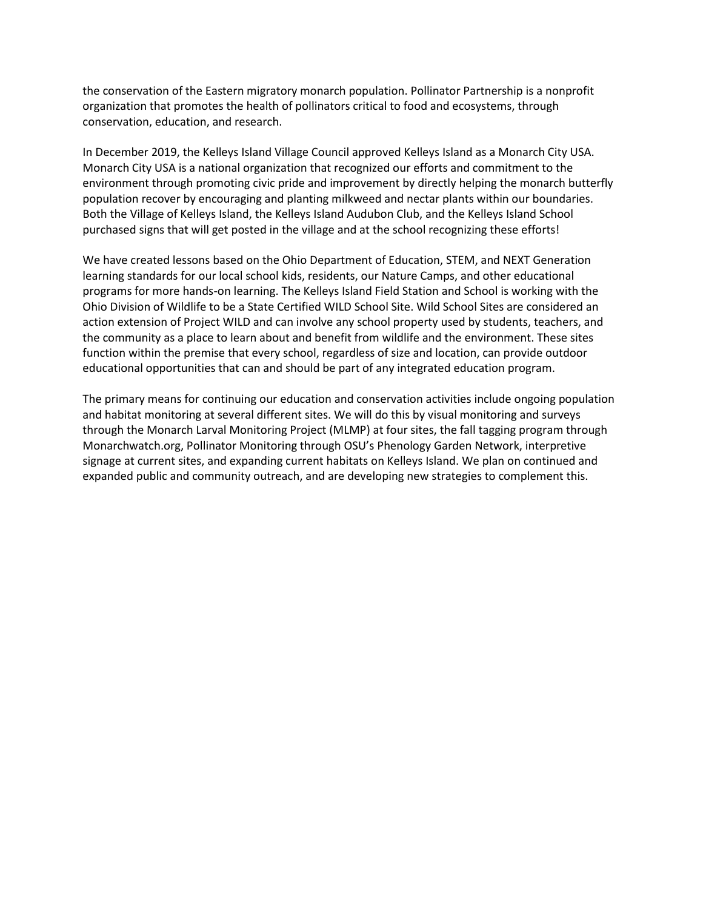the conservation of the Eastern migratory monarch population. Pollinator Partnership is a nonprofit organization that promotes the health of pollinators critical to food and ecosystems, through conservation, education, and research.

In December 2019, the Kelleys Island Village Council approved Kelleys Island as a Monarch City USA. Monarch City USA is a national organization that recognized our efforts and commitment to the environment through promoting civic pride and improvement by directly helping the monarch butterfly population recover by encouraging and planting milkweed and nectar plants within our boundaries. Both the Village of Kelleys Island, the Kelleys Island Audubon Club, and the Kelleys Island School purchased signs that will get posted in the village and at the school recognizing these efforts!

We have created lessons based on the Ohio Department of Education, STEM, and NEXT Generation learning standards for our local school kids, residents, our Nature Camps, and other educational programs for more hands-on learning. The Kelleys Island Field Station and School is working with the Ohio Division of Wildlife to be a State Certified WILD School Site. Wild School Sites are considered an action extension of Project WILD and can involve any school property used by students, teachers, and the community as a place to learn about and benefit from wildlife and the environment. These sites function within the premise that every school, regardless of size and location, can provide outdoor educational opportunities that can and should be part of any integrated education program.

The primary means for continuing our education and conservation activities include ongoing population and habitat monitoring at several different sites. We will do this by visual monitoring and surveys through the Monarch Larval Monitoring Project (MLMP) at four sites, the fall tagging program through Monarchwatch.org, Pollinator Monitoring through OSU's Phenology Garden Network, interpretive signage at current sites, and expanding current habitats on Kelleys Island. We plan on continued and expanded public and community outreach, and are developing new strategies to complement this.